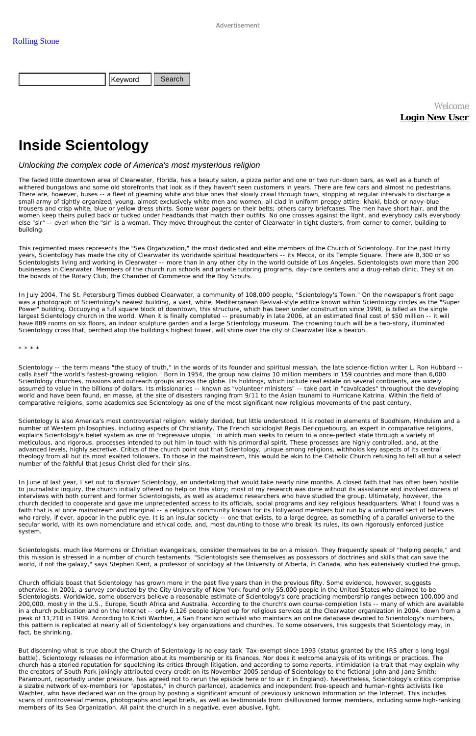# Inside Scientology

*Unlocking the complex code of America's most mysterious religion*

The faded little downtown area of Clearwater, Florida, has a beauty salon, a pizza parlor and one or two run-down bars, as well as a bunch of withered bungalows and some old storefronts that look as if they haven't seen customers in years. There are few cars and almost no pedestrians. There are, however, buses -- a fleet of gleaming white and blue ones that slowly crawl through town, stopping at regular intervals to discharge a small army of tightly organized, young, almost exclusively white men and women, all clad in uniform preppy attire: khaki, black or navy-blue trousers and crisp white, blue or yellow dress shirts. Some wear pagers on their belts; others carry briefcases. The men have short hair, and the women keep theirs pulled back or tucked under headbands that match their outfits. No one crosses against the light, and everybody calls everybody else "sir" -- even when the "sir" is a woman. They move throughout the center of Clearwater in tight clusters, from corner to corner, building to building.

This regimented mass represents the "Sea Organization," the most dedicated and elite members of the Church of Scientology. For the past thirty years, Scientology has made the city of Clearwater its worldwide spiritual headquarters -- its Mecca, or its Temple Square. There are 8,300 or so Scientologists living and working in Clearwater -- more than in any other city in the world outside of Los Angeles. Scientologists own more than 200 businesses in Clearwater. Members of the church run schools and private tutoring programs, day-care centers and a drug-rehab clinic. They sit on the boards of the Rotary Club, the Chamber of Commerce and the Boy Scouts.

In July 2004, The St. Petersburg Times dubbed Clearwater, a community of 108,000 people, "Scientology's Town." On the newspaper's front page was a photograph of Scientology's newest building, a vast, white, Mediterranean Revival-style edifice known within Scientology circles as the "Super Power" building. Occupying a full square block of downtown, this structure, which has been under construction since 1998, is billed as the single largest Scientology church in the world. When it is finally completed -- presumably in late 2006, at an estimated final cost of $50 million -- it will have 889 rooms on six floors, an indoor sculpture garden and a large Scientology museum. The crowning touch will be a two-story, illuminated Scientology cross that, perched atop the building's highest tower, will shine over the city of Clearwater like a beacon.

* * * *

Scientology -- the term means "the study of truth," in the words of its founder and spiritual messiah, the late science-fiction writer L. Ron Hubbard -- calls itself "the world's fastest-growing religion." Born in 1954, the group now claims 10 million members in 159 countries and more than 6,000 Scientology churches, missions and outreach groups across the globe. Its holdings, which include real estate on several continents, are widely assumed to value in the billions of dollars. Its missionaries -- known as "volunteer ministers" -- take part in "cavalcades" throughout the developing world and have been found, en masse, at the site of disasters ranging from 9/11 to the Asian tsunami to Hurricane Katrina. Within the field of comparative religions, some academics see Scientology as one of the most significant new religious movements of the past century.

Scientology is also America's most controversial religion: widely derided, but little understood. It is rooted in elements of Buddhism, Hinduism and a number of Western philosophies, including aspects of Christianity. The French sociologist Regis Dericquebourg, an expert in comparative religions, explains Scientology's belief system as one of "regressive utopia," in which man seeks to return to a once-perfect state through a variety of meticulous, and rigorous, processes intended to put him in touch with his primordial spirit. These processes are highly controlled, and, at the advanced levels, highly secretive. Critics of the church point out that Scientology, unique among religions, withholds key aspects of its central theology from all but its most exalted followers. To those in the mainstream, this would be akin to the Catholic Church refusing to tell all but a select number of the faithful that Jesus Christ died for their sins.

In June of last year, I set out to discover Scientology, an undertaking that would take nearly nine months. A closed faith that has often been hostile to journalistic inquiry, the church initially offered no help on this story; most of my research was done without its assistance and involved dozens of interviews with both current and former Scientologists, as well as academic researchers who have studied the group. Ultimately, however, the church decided to cooperate and gave me unprecedented access to its officials, social programs and key religious headquarters. What I found was a faith that is at once mainstream and marginal -- a religious community known for its Hollywood members but run by a uniformed sect of believers who rarely, if ever, appear in the public eye. It is an insular society -- one that exists, to a large degree, as something of a parallel universe to the secular world, with its own nomenclature and ethical code, and, most daunting to those who break its rules, its own rigorously enforced justice system.

Scientologists, much like Mormons or Christian evangelicals, consider themselves to be on a mission. They frequently speak of "helping people," and this mission is stressed in a number of church testaments. "Scientologists see themselves as possessors of doctrines and skills that can save the world, if not the galaxy," says Stephen Kent, a professor of sociology at the University of Alberta, in Canada, who has extensively studied the group.

Church officials boast that Scientology has grown more in the past five years than in the previous fifty. Some evidence, however, suggests otherwise. In 2001, a survey conducted by the City University of New York found only 55,000 people in the United States who claimed to be Scientologists. Worldwide, some observers believe a reasonable estimate of Scientology's core practicing membership ranges between 100,000 and 200,000, mostly in the U.S., Europe, South Africa and Australia. According to the church's own course-completion lists -- many of which are available in a church publication and on the Internet -- only 6,126 people signed up for religious services at the Clearwater organization in 2004, down from a peak of 11,210 in 1989. According to Kristi Wachter, a San Francisco activist who maintains an online database devoted to Scientology's numbers, this pattern is replicated at nearly all of Scientology's key organizations and churches. To some observers, this suggests that Scientology may, in fact, be shrinking.

But discerning what is true about the Church of Scientology is no easy task. Tax-exempt since 1993 (status granted by the IRS after a long legal battle), Scientology releases no information about its membership or its finances. Nor does it welcome analysis of its writings or practices. The church has a storied reputation for squelching its critics through litigation, and according to some reports, intimidation (a trait that may explain why the creators of South Park jokingly attributed every credit on its November 2005 sendup of Scientology to the fictional John and Jane Smith; Paramount, reportedly under pressure, has agreed not to rerun the episode here or to air it in England). Nevertheless, Scientology's critics comprise a sizable network of ex-members (or "apostates," in church parlance), academics and independent free-speech and human-rights activists like Wachter, who have declared war on the group by posting a significant amount of previously unknown information on the Internet. This includes scans of controversial memos, photographs and legal briefs, as well as testimonials from disillusioned former members, including some high-ranking members of its Sea Organization. All paint the church in a negative, even abusive, light.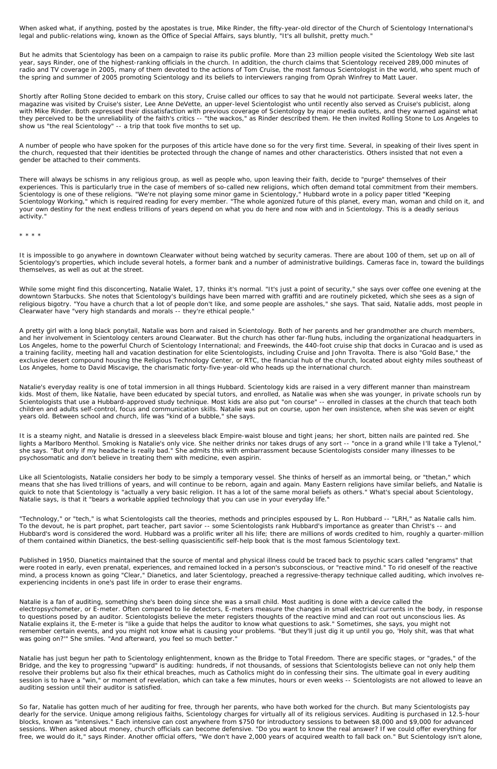When asked what, if anything, posted by the apostates is true, Mike Rinder, the fifty-year-old director of the Church of Scientology International's legal and public-relations wing, known as the Office of Special Affairs, says bluntly, "It's all bullshit, pretty much."

But he admits that Scientology has been on a campaign to raise its public profile. More than 23 million people visited the Scientology Web site last year, says Rinder, one of the highest-ranking officials in the church. In addition, the church claims that Scientology received 289,000 minutes of radio and TV coverage in 2005, many of them devoted to the actions of Tom Cruise, the most famous Scientologist in the world, who spent much of the spring and summer of 2005 promoting Scientology and its beliefs to interviewers ranging from Oprah Winfrey to Matt Lauer.

Shortly after Rolling Stone decided to embark on this story, Cruise called our offices to say that he would not participate. Several weeks later, the magazine was visited by Cruise's sister, Lee Anne DeVette, an upper-level Scientologist who until recently also served as Cruise's publicist, along with Mike Rinder. Both expressed their dissatisfaction with previous coverage of Scientology by major media outlets, and they warned against what they perceived to be the unreliability of the faith's critics -- "the wackos," as Rinder described them. He then invited Rolling Stone to Los Angeles to show us "the real Scientology" -- a trip that took five months to set up.

A number of people who have spoken for the purposes of this article have done so for the very first time. Several, in speaking of their lives spent in the church, requested that their identities be protected through the change of names and other characteristics. Others insisted that not even a gender be attached to their comments.

There will always be schisms in any religious group, as well as people who, upon leaving their faith, decide to "purge" themselves of their experiences. This is particularly true in the case of members of so-called new religions, which often demand total commitment from their members. Scientology is one of these religions. "We're not playing some minor game in Scientology," Hubbard wrote in a policy paper titled "Keeping Scientology Working," which is required reading for every member. "The whole agonized future of this planet, every man, woman and child on it, and your own destiny for the next endless trillions of years depend on what you do here and now with and in Scientology. This is a deadly serious activity."

* * * *

It is impossible to go anywhere in downtown Clearwater without being watched by security cameras. There are about 100 of them, set up on all of Scientology's properties, which include several hotels, a former bank and a number of administrative buildings. Cameras face in, toward the buildings themselves, as well as out at the street.

While some might find this disconcerting, Natalie Walet, 17, thinks it's normal. "It's just a point of security," she says over coffee one evening at the downtown Starbucks. She notes that Scientology's buildings have been marred with graffiti and are routinely picketed, which she sees as a sign of religious bigotry. "You have a church that a lot of people don't like, and some people are assholes," she says. That said, Natalie adds, most people in Clearwater have "very high standards and morals -- they're ethical people."

A pretty girl with a long black ponytail, Natalie was born and raised in Scientology. Both of her parents and her grandmother are church members, and her involvement in Scientology centers around Clearwater. But the church has other far-flung hubs, including the organizational headquarters in Los Angeles, home to the powerful Church of Scientology International; and Freewinds, the 440-foot cruise ship that docks in Curacao and is used as a training facility, meeting hall and vacation destination for elite Scientologists, including Cruise and John Travolta. There is also "Gold Base," the exclusive desert compound housing the Religious Technology Center, or RTC, the financial hub of the church, located about eighty miles southeast of Los Angeles, home to David Miscavige, the charismatic forty-five-year-old who heads up the international church.

Natalie's everyday reality is one of total immersion in all things Hubbard. Scientology kids are raised in a very different manner than mainstream kids. Most of them, like Natalie, have been educated by special tutors, and enrolled, as Natalie was when she was younger, in private schools run by Scientologists that use a Hubbard-approved study technique. Most kids are also put "on course" -- enrolled in classes at the church that teach both children and adults self-control, focus and communication skills. Natalie was put on course, upon her own insistence, when she was seven or eight years old. Between school and church, life was "kind of a bubble," she says.

It is a steamy night, and Natalie is dressed in a sleeveless black Empire-waist blouse and tight jeans; her short, bitten nails are painted red. She lights a Marlboro Menthol. Smoking is Natalie's only vice. She neither drinks nor takes drugs of any sort -- "once in a grand while I'll take a Tylenol," she says. "But only if my headache is really bad." She admits this with embarrassment because Scientologists consider many illnesses to be psychosomatic and don't believe in treating them with medicine, even aspirin.

Like all Scientologists, Natalie considers her body to be simply a temporary vessel. She thinks of herself as an immortal being, or "thetan," which means that she has lived trillions of years, and will continue to be reborn, again and again. Many Eastern religions have similar beliefs, and Natalie is quick to note that Scientology is "actually a very basic religion. It has a lot of the same moral beliefs as others." What's special about Scientology, Natalie says, is that it "bears a workable applied technology that you can use in your everyday life."

"Technology," or "tech," is what Scientologists call the theories, methods and principles espoused by L. Ron Hubbard -- "LRH," as Natalie calls him. To the devout, he is part prophet, part teacher, part savior -- some Scientologists rank Hubbard's importance as greater than Christ's -- and Hubbard's word is considered the word. Hubbard was a prolific writer all his life; there are millions of words credited to him, roughly a quarter-million of them contained within Dianetics, the best-selling quasiscientific self-help book that is the most famous Scientology text.

Published in 1950, Dianetics maintained that the source of mental and physical illness could be traced back to psychic scars called "engrams" that were rooted in early, even prenatal, experiences, and remained locked in a person's subconscious, or "reactive mind." To rid oneself of the reactive mind, a process known as going "Clear," Dianetics, and later Scientology, preached a regressive-therapy technique called auditing, which involves re-experiencing incidents in one's past life in order to erase their engrams.

Natalie is a fan of auditing, something she's been doing since she was a small child. Most auditing is done with a device called the electropsychometer, or E-meter. Often compared to lie detectors, E-meters measure the changes in small electrical currents in the body, in response to questions posed by an auditor. Scientologists believe the meter registers thoughts of the reactive mind and can root out unconscious lies. As Natalie explains it, the E-meter is "like a guide that helps the auditor to know what questions to ask." Sometimes, she says, you might not remember certain events, and you might not know what is causing your problems. "But they'll just dig it up until you go, 'Holy shit, was that what was going on?'" She smiles. "And afterward, you feel so much better."

Natalie has just begun her path to Scientology enlightenment, known as the Bridge to Total Freedom. There are specific stages, or "grades," of the Bridge, and the key to progressing "upward" is auditing: hundreds, if not thousands, of sessions that Scientologists believe can not only help them resolve their problems but also fix their ethical breaches, much as Catholics might do in confessing their sins. The ultimate goal in every auditing session is to have a "win," or moment of revelation, which can take a few minutes, hours or even weeks -- Scientologists are not allowed to leave an auditing session until their auditor is satisfied.

So far, Natalie has gotten much of her auditing for free, through her parents, who have both worked for the church. But many Scientologists pay dearly for the service. Unique among religious faiths, Scientology charges for virtually all of its religious services. Auditing is purchased in 12.5-hour blocks, known as "intensives." Each intensive can cost anywhere from $750 for introductory sessions to between $8,000 and $9,000 for advanced sessions. When asked about money, church officials can become defensive. "Do you want to know the real answer? If we could offer everything for free, we would do it," says Rinder. Another official offers, "We don't have 2,000 years of acquired wealth to fall back on." But Scientology isn't alone,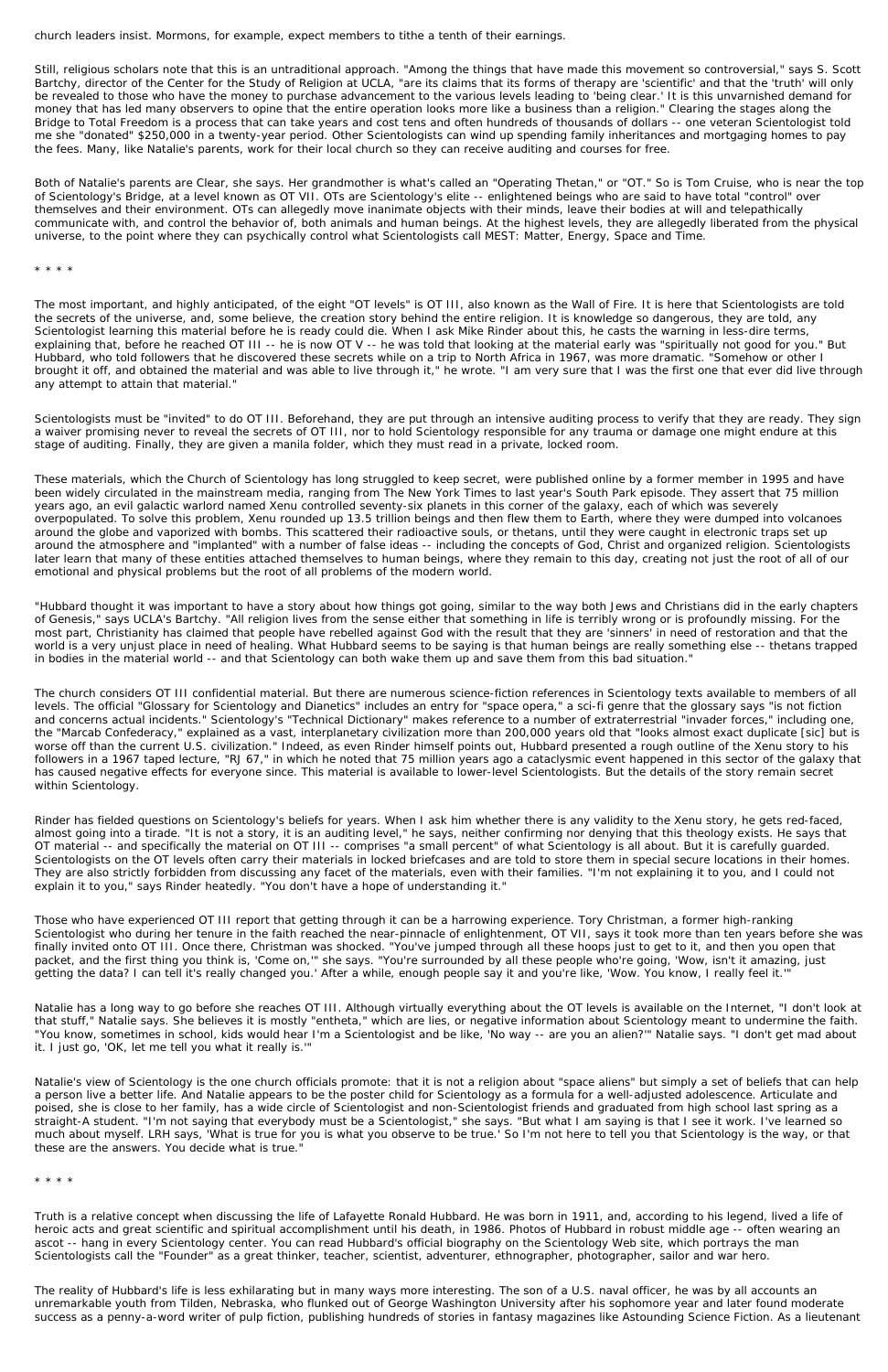church leaders insist. Mormons, for example, expect members to tithe a tenth of their earnings.

Still, religious scholars note that this is an untraditional approach. "Among the things that have made this movement so controversial," says S. Scott Bartchy, director of the Center for the Study of Religion at UCLA, "are its claims that its forms of therapy are 'scientific' and that the 'truth' will only be revealed to those who have the money to purchase advancement to the various levels leading to 'being clear.' It is this unvarnished demand for money that has led many observers to opine that the entire operation looks more like a business than a religion." Clearing the stages along the Bridge to Total Freedom is a process that can take years and cost tens and often hundreds of thousands of dollars -- one veteran Scientologist told me she "donated" $250,000 in a twenty-year period. Other Scientologists can wind up spending family inheritances and mortgaging homes to pay the fees. Many, like Natalie's parents, work for their local church so they can receive auditing and courses for free.

Both of Natalie's parents are Clear, she says. Her grandmother is what's called an "Operating Thetan," or "OT." So is Tom Cruise, who is near the top of Scientology's Bridge, at a level known as OT VII. OTs are Scientology's elite -- enlightened beings who are said to have total "control" over themselves and their environment. OTs can allegedly move inanimate objects with their minds, leave their bodies at will and telepathically communicate with, and control the behavior of, both animals and human beings. At the highest levels, they are allegedly liberated from the physical universe, to the point where they can psychically control what Scientologists call MEST: Matter, Energy, Space and Time.

* * * *

The most important, and highly anticipated, of the eight "OT levels" is OT III, also known as the Wall of Fire. It is here that Scientologists are told the secrets of the universe, and, some believe, the creation story behind the entire religion. It is knowledge so dangerous, they are told, any Scientologist learning this material before he is ready could die. When I ask Mike Rinder about this, he casts the warning in less-dire terms, explaining that, before he reached OT III -- he is now OT V -- he was told that looking at the material early was "spiritually not good for you." But Hubbard, who told followers that he discovered these secrets while on a trip to North Africa in 1967, was more dramatic. "Somehow or other I brought it off, and obtained the material and was able to live through it," he wrote. "I am very sure that I was the first one that ever did live through any attempt to attain that material."

Scientologists must be "invited" to do OT III. Beforehand, they are put through an intensive auditing process to verify that they are ready. They sign a waiver promising never to reveal the secrets of OT III, nor to hold Scientology responsible for any trauma or damage one might endure at this stage of auditing. Finally, they are given a manila folder, which they must read in a private, locked room.

These materials, which the Church of Scientology has long struggled to keep secret, were published online by a former member in 1995 and have been widely circulated in the mainstream media, ranging from The New York Times to last year's South Park episode. They assert that 75 million years ago, an evil galactic warlord named Xenu controlled seventy-six planets in this corner of the galaxy, each of which was severely overpopulated. To solve this problem, Xenu rounded up 13.5 trillion beings and then flew them to Earth, where they were dumped into volcanoes around the globe and vaporized with bombs. This scattered their radioactive souls, or thetans, until they were caught in electronic traps set up around the atmosphere and "implanted" with a number of false ideas -- including the concepts of God, Christ and organized religion. Scientologists later learn that many of these entities attached themselves to human beings, where they remain to this day, creating not just the root of all of our emotional and physical problems but the root of all problems of the modern world.

"Hubbard thought it was important to have a story about how things got going, similar to the way both Jews and Christians did in the early chapters of Genesis," says UCLA's Bartchy. "All religion lives from the sense either that something in life is terribly wrong or is profoundly missing. For the most part, Christianity has claimed that people have rebelled against God with the result that they are 'sinners' in need of restoration and that the world is a very unjust place in need of healing. What Hubbard seems to be saying is that human beings are really something else -- thetans trapped in bodies in the material world -- and that Scientology can both wake them up and save them from this bad situation."

The church considers OT III confidential material. But there are numerous science-fiction references in Scientology texts available to members of all levels. The official "Glossary for Scientology and Dianetics" includes an entry for "space opera," a sci-fi genre that the glossary says "is not fiction and concerns actual incidents." Scientology's "Technical Dictionary" makes reference to a number of extraterrestrial "invader forces," including one, the "Marcab Confederacy," explained as a vast, interplanetary civilization more than 200,000 years old that "looks almost exact duplicate [sic] but is worse off than the current U.S. civilization." Indeed, as even Rinder himself points out, Hubbard presented a rough outline of the Xenu story to his followers in a 1967 taped lecture, "RJ 67," in which he noted that 75 million years ago a cataclysmic event happened in this sector of the galaxy that has caused negative effects for everyone since. This material is available to lower-level Scientologists. But the details of the story remain secret within Scientology.

Rinder has fielded questions on Scientology's beliefs for years. When I ask him whether there is any validity to the Xenu story, he gets red-faced, almost going into a tirade. "It is not a story, it is an auditing level," he says, neither confirming nor denying that this theology exists. He says that OT material -- and specifically the material on OT III -- comprises "a small percent" of what Scientology is all about. But it is carefully guarded. Scientologists on the OT levels often carry their materials in locked briefcases and are told to store them in special secure locations in their homes. They are also strictly forbidden from discussing any facet of the materials, even with their families. "I'm not explaining it to you, and I could not explain it to you," says Rinder heatedly. "You don't have a hope of understanding it."

Those who have experienced OT III report that getting through it can be a harrowing experience. Tory Christman, a former high-ranking Scientologist who during her tenure in the faith reached the near-pinnacle of enlightenment, OT VII, says it took more than ten years before she was finally invited onto OT III. Once there, Christman was shocked. "You've jumped through all these hoops just to get to it, and then you open that packet, and the first thing you think is, 'Come on,'" she says. "You're surrounded by all these people who're going, 'Wow, isn't it amazing, just getting the data? I can tell it's really changed you.' After a while, enough people say it and you're like, 'Wow. You know, I really feel it.'"

Natalie has a long way to go before she reaches OT III. Although virtually everything about the OT levels is available on the Internet, "I don't look at that stuff," Natalie says. She believes it is mostly "entheta," which are lies, or negative information about Scientology meant to undermine the faith. "You know, sometimes in school, kids would hear I'm a Scientologist and be like, 'No way -- are you an alien?'" Natalie says. "I don't get mad about it. I just go, 'OK, let me tell you what it really is.'"

Natalie's view of Scientology is the one church officials promote: that it is not a religion about "space aliens" but simply a set of beliefs that can help a person live a better life. And Natalie appears to be the poster child for Scientology as a formula for a well-adjusted adolescence. Articulate and poised, she is close to her family, has a wide circle of Scientologist and non-Scientologist friends and graduated from high school last spring as a straight-A student. "I'm not saying that everybody must be a Scientologist," she says. "But what I am saying is that I see it work. I've learned so much about myself. LRH says, 'What is true for you is what you observe to be true.' So I'm not here to tell you that Scientology is the way, or that these are the answers. You decide what is true."

* * * *

Truth is a relative concept when discussing the life of Lafayette Ronald Hubbard. He was born in 1911, and, according to his legend, lived a life of heroic acts and great scientific and spiritual accomplishment until his death, in 1986. Photos of Hubbard in robust middle age -- often wearing an ascot -- hang in every Scientology center. You can read Hubbard's official biography on the Scientology Web site, which portrays the man Scientologists call the "Founder" as a great thinker, teacher, scientist, adventurer, ethnographer, photographer, sailor and war hero.

The reality of Hubbard's life is less exhilarating but in many ways more interesting. The son of a U.S. naval officer, he was by all accounts an unremarkable youth from Tilden, Nebraska, who flunked out of George Washington University after his sophomore year and later found moderate success as a penny-a-word writer of pulp fiction, publishing hundreds of stories in fantasy magazines like Astounding Science Fiction. As a lieutenant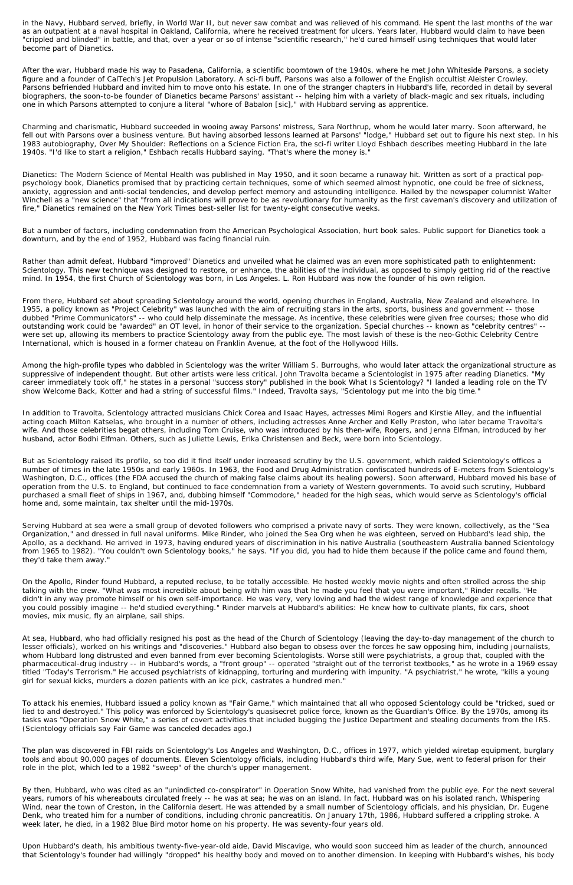in the Navy, Hubbard served, briefly, in World War II, but never saw combat and was relieved of his command. He spent the last months of the war as an outpatient at a naval hospital in Oakland, California, where he received treatment for ulcers. Years later, Hubbard would claim to have been "crippled and blinded" in battle, and that, over a year or so of intense "scientific research," he'd cured himself using techniques that would later become part of Dianetics.

After the war, Hubbard made his way to Pasadena, California, a scientific boomtown of the 1940s, where he met John Whiteside Parsons, a society figure and a founder of CalTech's Jet Propulsion Laboratory. A sci-fi buff, Parsons was also a follower of the English occultist Aleister Crowley. Parsons befriended Hubbard and invited him to move onto his estate. In one of the stranger chapters in Hubbard's life, recorded in detail by several biographers, the soon-to-be founder of Dianetics became Parsons' assistant -- helping him with a variety of black-magic and sex rituals, including one in which Parsons attempted to conjure a literal "whore of Babalon [sic]," with Hubbard serving as apprentice.

Charming and charismatic, Hubbard succeeded in wooing away Parsons' mistress, Sara Northrup, whom he would later marry. Soon afterward, he fell out with Parsons over a business venture. But having absorbed lessons learned at Parsons' "lodge," Hubbard set out to figure his next step. In his 1983 autobiography, Over My Shoulder: Reflections on a Science Fiction Era, the sci-fi writer Lloyd Eshbach describes meeting Hubbard in the late 1940s. "I'd like to start a religion," Eshbach recalls Hubbard saying. "That's where the money is."

Dianetics: The Modern Science of Mental Health was published in May 1950, and it soon became a runaway hit. Written as sort of a practical pop-psychology book, Dianetics promised that by practicing certain techniques, some of which seemed almost hypnotic, one could be free of sickness, anxiety, aggression and anti-social tendencies, and develop perfect memory and astounding intelligence. Hailed by the newspaper columnist Walter Winchell as a "new science" that "from all indications will prove to be as revolutionary for humanity as the first caveman's discovery and utilization of fire," Dianetics remained on the New York Times best-seller list for twenty-eight consecutive weeks.

But a number of factors, including condemnation from the American Psychological Association, hurt book sales. Public support for Dianetics took a downturn, and by the end of 1952, Hubbard was facing financial ruin.

Rather than admit defeat, Hubbard "improved" Dianetics and unveiled what he claimed was an even more sophisticated path to enlightenment: Scientology. This new technique was designed to restore, or enhance, the abilities of the individual, as opposed to simply getting rid of the reactive mind. In 1954, the first Church of Scientology was born, in Los Angeles. L. Ron Hubbard was now the founder of his own religion.

From there, Hubbard set about spreading Scientology around the world, opening churches in England, Australia, New Zealand and elsewhere. In 1955, a policy known as "Project Celebrity" was launched with the aim of recruiting stars in the arts, sports, business and government -- those dubbed "Prime Communicators" -- who could help disseminate the message. As incentive, these celebrities were given free courses; those who did outstanding work could be "awarded" an OT level, in honor of their service to the organization. Special churches -- known as "celebrity centres" -- were set up, allowing its members to practice Scientology away from the public eye. The most lavish of these is the neo-Gothic Celebrity Centre International, which is housed in a former chateau on Franklin Avenue, at the foot of the Hollywood Hills.

Among the high-profile types who dabbled in Scientology was the writer William S. Burroughs, who would later attack the organizational structure as suppressive of independent thought. But other artists were less critical. John Travolta became a Scientologist in 1975 after reading Dianetics. "My career immediately took off," he states in a personal "success story" published in the book What Is Scientology? "I landed a leading role on the TV show Welcome Back, Kotter and had a string of successful films." Indeed, Travolta says, "Scientology put me into the big time."

In addition to Travolta, Scientology attracted musicians Chick Corea and Isaac Hayes, actresses Mimi Rogers and Kirstie Alley, and the influential acting coach Milton Katselas, who brought in a number of others, including actresses Anne Archer and Kelly Preston, who later became Travolta's wife. And those celebrities begat others, including Tom Cruise, who was introduced by his then-wife, Rogers, and Jenna Elfman, introduced by her husband, actor Bodhi Elfman. Others, such as Juliette Lewis, Erika Christensen and Beck, were born into Scientology.

But as Scientology raised its profile, so too did it find itself under increased scrutiny by the U.S. government, which raided Scientology's offices a number of times in the late 1950s and early 1960s. In 1963, the Food and Drug Administration confiscated hundreds of E-meters from Scientology's Washington, D.C., offices (the FDA accused the church of making false claims about its healing powers). Soon afterward, Hubbard moved his base of operation from the U.S. to England, but continued to face condemnation from a variety of Western governments. To avoid such scrutiny, Hubbard purchased a small fleet of ships in 1967, and, dubbing himself "Commodore," headed for the high seas, which would serve as Scientology's official home and, some maintain, tax shelter until the mid-1970s.

Serving Hubbard at sea were a small group of devoted followers who comprised a private navy of sorts. They were known, collectively, as the "Sea Organization," and dressed in full naval uniforms. Mike Rinder, who joined the Sea Org when he was eighteen, served on Hubbard's lead ship, the Apollo, as a deckhand. He arrived in 1973, having endured years of discrimination in his native Australia (southeastern Australia banned Scientology from 1965 to 1982). "You couldn't own Scientology books," he says. "If you did, you had to hide them because if the police came and found them, they'd take them away."

On the Apollo, Rinder found Hubbard, a reputed recluse, to be totally accessible. He hosted weekly movie nights and often strolled across the ship talking with the crew. "What was most incredible about being with him was that he made you feel that you were important," Rinder recalls. "He didn't in any way promote himself or his own self-importance. He was very, very loving and had the widest range of knowledge and experience that you could possibly imagine -- he'd studied everything." Rinder marvels at Hubbard's abilities: He knew how to cultivate plants, fix cars, shoot movies, mix music, fly an airplane, sail ships.

At sea, Hubbard, who had officially resigned his post as the head of the Church of Scientology (leaving the day-to-day management of the church to lesser officials), worked on his writings and "discoveries." Hubbard also began to obsess over the forces he saw opposing him, including journalists, whom Hubbard long distrusted and even banned from ever becoming Scientologists. Worse still were psychiatrists, a group that, coupled with the pharmaceutical-drug industry -- in Hubbard's words, a "front group" -- operated "straight out of the terrorist textbooks," as he wrote in a 1969 essay titled "Today's Terrorism." He accused psychiatrists of kidnapping, torturing and murdering with impunity. "A psychiatrist," he wrote, "kills a young girl for sexual kicks, murders a dozen patients with an ice pick, castrates a hundred men."

To attack his enemies, Hubbard issued a policy known as "Fair Game," which maintained that all who opposed Scientology could be "tricked, sued or lied to and destroyed." This policy was enforced by Scientology's quasisecret police force, known as the Guardian's Office. By the 1970s, among its tasks was "Operation Snow White," a series of covert activities that included bugging the Justice Department and stealing documents from the IRS. (Scientology officials say Fair Game was canceled decades ago.)

The plan was discovered in FBI raids on Scientology's Los Angeles and Washington, D.C., offices in 1977, which yielded wiretap equipment, burglary tools and about 90,000 pages of documents. Eleven Scientology officials, including Hubbard's third wife, Mary Sue, went to federal prison for their role in the plot, which led to a 1982 "sweep" of the church's upper management.

By then, Hubbard, who was cited as an "unindicted co-conspirator" in Operation Snow White, had vanished from the public eye. For the next several years, rumors of his whereabouts circulated freely -- he was at sea; he was on an island. In fact, Hubbard was on his isolated ranch, Whispering Wind, near the town of Creston, in the California desert. He was attended by a small number of Scientology officials, and his physician, Dr. Eugene Denk, who treated him for a number of conditions, including chronic pancreatitis. On January 17th, 1986, Hubbard suffered a crippling stroke. A week later, he died, in a 1982 Blue Bird motor home on his property. He was seventy-four years old.

Upon Hubbard's death, his ambitious twenty-five-year-old aide, David Miscavige, who would soon succeed him as leader of the church, announced that Scientology's founder had willingly "dropped" his healthy body and moved on to another dimension. In keeping with Hubbard's wishes, his body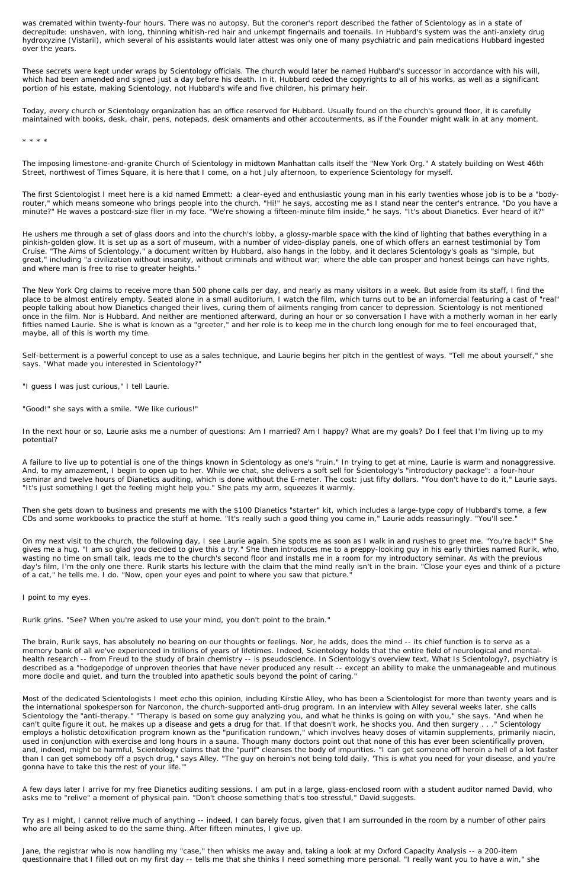was cremated within twenty-four hours. There was no autopsy. But the coroner's report described the father of Scientology as in a state of decrepitude: unshaven, with long, thinning whitish-red hair and unkempt fingernails and toenails. In Hubbard's system was the anti-anxiety drug hydroxyzine (Vistaril), which several of his assistants would later attest was only one of many psychiatric and pain medications Hubbard ingested over the years.

These secrets were kept under wraps by Scientology officials. The church would later be named Hubbard's successor in accordance with his will, which had been amended and signed just a day before his death. In it, Hubbard ceded the copyrights to all of his works, as well as a significant portion of his estate, making Scientology, not Hubbard's wife and five children, his primary heir.

Today, every church or Scientology organization has an office reserved for Hubbard. Usually found on the church's ground floor, it is carefully maintained with books, desk, chair, pens, notepads, desk ornaments and other accouterments, as if the Founder might walk in at any moment.

* * * *

The imposing limestone-and-granite Church of Scientology in midtown Manhattan calls itself the "New York Org." A stately building on West 46th Street, northwest of Times Square, it is here that I come, on a hot July afternoon, to experience Scientology for myself.

The first Scientologist I meet here is a kid named Emmett: a clear-eyed and enthusiastic young man in his early twenties whose job is to be a "body-router," which means someone who brings people into the church. "Hi!" he says, accosting me as I stand near the center's entrance. "Do you have a minute?" He waves a postcard-size flier in my face. "We're showing a fifteen-minute film inside," he says. "It's about Dianetics. Ever heard of it?"

He ushers me through a set of glass doors and into the church's lobby, a glossy-marble space with the kind of lighting that bathes everything in a pinkish-golden glow. It is set up as a sort of museum, with a number of video-display panels, one of which offers an earnest testimonial by Tom Cruise. "The Aims of Scientology," a document written by Hubbard, also hangs in the lobby, and it declares Scientology's goals as "simple, but great," including "a civilization without insanity, without criminals and without war; where the able can prosper and honest beings can have rights, and where man is free to rise to greater heights."

The New York Org claims to receive more than 500 phone calls per day, and nearly as many visitors in a week. But aside from its staff, I find the place to be almost entirely empty. Seated alone in a small auditorium, I watch the film, which turns out to be an infomercial featuring a cast of "real" people talking about how Dianetics changed their lives, curing them of ailments ranging from cancer to depression. Scientology is not mentioned once in the film. Nor is Hubbard. And neither are mentioned afterward, during an hour or so conversation I have with a motherly woman in her early fifties named Laurie. She is what is known as a "greeter," and her role is to keep me in the church long enough for me to feel encouraged that, maybe, all of this is worth my time.

Self-betterment is a powerful concept to use as a sales technique, and Laurie begins her pitch in the gentlest of ways. "Tell me about yourself," she says. "What made you interested in Scientology?"

"I guess I was just curious," I tell Laurie.

"Good!" she says with a smile. "We like curious!"

In the next hour or so, Laurie asks me a number of questions: Am I married? Am I happy? What are my goals? Do I feel that I'm living up to my potential?

A failure to live up to potential is one of the things known in Scientology as one's "ruin." In trying to get at mine, Laurie is warm and nonaggressive. And, to my amazement, I begin to open up to her. While we chat, she delivers a soft sell for Scientology's "introductory package": a four-hour seminar and twelve hours of Dianetics auditing, which is done without the E-meter. The cost: just fifty dollars. "You don't have to do it," Laurie says. "It's just something I get the feeling might help you." She pats my arm, squeezes it warmly.

Then she gets down to business and presents me with the $100 Dianetics "starter" kit, which includes a large-type copy of Hubbard's tome, a few CDs and some workbooks to practice the stuff at home. "It's really such a good thing you came in," Laurie adds reassuringly. "You'll see."

On my next visit to the church, the following day, I see Laurie again. She spots me as soon as I walk in and rushes to greet me. "You're back!" She gives me a hug. "I am so glad you decided to give this a try." She then introduces me to a preppy-looking guy in his early thirties named Rurik, who, wasting no time on small talk, leads me to the church's second floor and installs me in a room for my introductory seminar. As with the previous day's film, I'm the only one there. Rurik starts his lecture with the claim that the mind really isn't in the brain. "Close your eyes and think of a picture of a cat," he tells me. I do. "Now, open your eyes and point to where you saw that picture."

I point to my eyes.

Rurik grins. "See? When you're asked to use your mind, you don't point to the brain."

The brain, Rurik says, has absolutely no bearing on our thoughts or feelings. Nor, he adds, does the mind -- its chief function is to serve as a memory bank of all we've experienced in trillions of years of lifetimes. Indeed, Scientology holds that the entire field of neurological and mental-health research -- from Freud to the study of brain chemistry -- is pseudoscience. In Scientology's overview text, What Is Scientology?, psychiatry is described as a "hodgepodge of unproven theories that have never produced any result -- except an ability to make the unmanageable and mutinous more docile and quiet, and turn the troubled into apathetic souls beyond the point of caring."

Most of the dedicated Scientologists I meet echo this opinion, including Kirstie Alley, who has been a Scientologist for more than twenty years and is the international spokesperson for Narconon, the church-supported anti-drug program. In an interview with Alley several weeks later, she calls Scientology the "anti-therapy." "Therapy is based on some guy analyzing you, and what he thinks is going on with you," she says. "And when he can't quite figure it out, he makes up a disease and gets a drug for that. If that doesn't work, he shocks you. And then surgery . . ." Scientology employs a holistic detoxification program known as the "purification rundown," which involves heavy doses of vitamin supplements, primarily niacin, used in conjunction with exercise and long hours in a sauna. Though many doctors point out that none of this has ever been scientifically proven, and, indeed, might be harmful, Scientology claims that the "purif" cleanses the body of impurities. "I can get someone off heroin a hell of a lot faster than I can get somebody off a psych drug," says Alley. "The guy on heroin's not being told daily, 'This is what you need for your disease, and you're gonna have to take this the rest of your life.'"

A few days later I arrive for my free Dianetics auditing sessions. I am put in a large, glass-enclosed room with a student auditor named David, who asks me to "relive" a moment of physical pain. "Don't choose something that's too stressful," David suggests.

Try as I might, I cannot relive much of anything -- indeed, I can barely focus, given that I am surrounded in the room by a number of other pairs who are all being asked to do the same thing. After fifteen minutes, I give up.

Jane, the registrar who is now handling my "case," then whisks me away and, taking a look at my Oxford Capacity Analysis -- a 200-item questionnaire that I filled out on my first day -- tells me that she thinks I need something more personal. "I really want you to have a win," she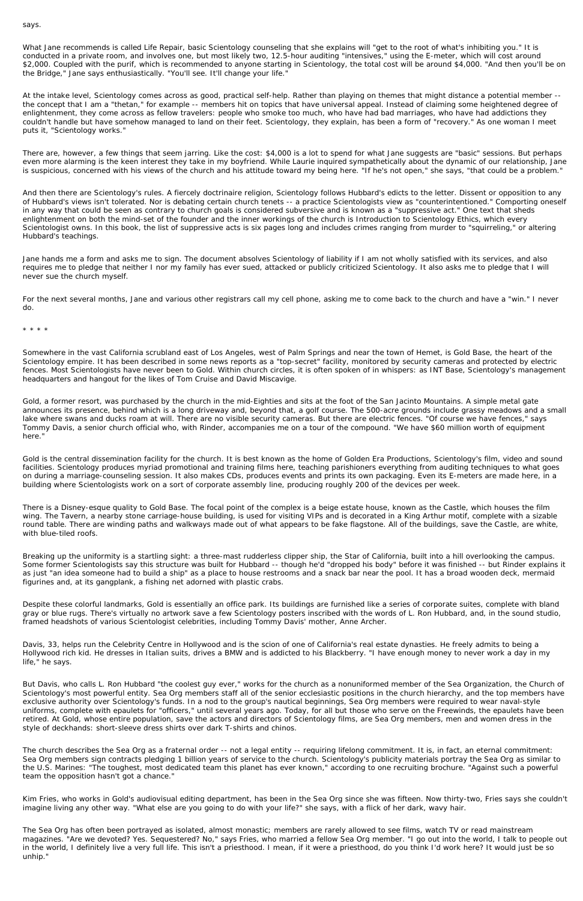says.

What Jane recommends is called Life Repair, basic Scientology counseling that she explains will "get to the root of what's inhibiting you." It is conducted in a private room, and involves one, but most likely two, 12.5-hour auditing "intensives," using the E-meter, which will cost around $2,000. Coupled with the purif, which is recommended to anyone starting in Scientology, the total cost will be around $4,000. "And then you'll be on the Bridge," Jane says enthusiastically. "You'll see. It'll change your life."

At the intake level, Scientology comes across as good, practical self-help. Rather than playing on themes that might distance a potential member -- the concept that I am a "thetan," for example -- members hit on topics that have universal appeal. Instead of claiming some heightened degree of enlightenment, they come across as fellow travelers: people who smoke too much, who have had bad marriages, who have had addictions they couldn't handle but have somehow managed to land on their feet. Scientology, they explain, has been a form of "recovery." As one woman I meet puts it, "Scientology works."

There are, however, a few things that seem jarring. Like the cost: $4,000 is a lot to spend for what Jane suggests are "basic" sessions. But perhaps even more alarming is the keen interest they take in my boyfriend. While Laurie inquired sympathetically about the dynamic of our relationship, Jane is suspicious, concerned with his views of the church and his attitude toward my being here. "If he's not open," she says, "that could be a problem."

And then there are Scientology's rules. A fiercely doctrinaire religion, Scientology follows Hubbard's edicts to the letter. Dissent or opposition to any of Hubbard's views isn't tolerated. Nor is debating certain church tenets -- a practice Scientologists view as "counterintentioned." Comporting oneself in any way that could be seen as contrary to church goals is considered subversive and is known as a "suppressive act." One text that sheds enlightenment on both the mind-set of the founder and the inner workings of the church is Introduction to Scientology Ethics, which every Scientologist owns. In this book, the list of suppressive acts is six pages long and includes crimes ranging from murder to "squirreling," or altering Hubbard's teachings.

Jane hands me a form and asks me to sign. The document absolves Scientology of liability if I am not wholly satisfied with its services, and also requires me to pledge that neither I nor my family has ever sued, attacked or publicly criticized Scientology. It also asks me to pledge that I will never sue the church myself.

For the next several months, Jane and various other registrars call my cell phone, asking me to come back to the church and have a "win." I never do.

* * * *

Somewhere in the vast California scrubland east of Los Angeles, west of Palm Springs and near the town of Hemet, is Gold Base, the heart of the Scientology empire. It has been described in some news reports as a "top-secret" facility, monitored by security cameras and protected by electric fences. Most Scientologists have never been to Gold. Within church circles, it is often spoken of in whispers: as INT Base, Scientology's management headquarters and hangout for the likes of Tom Cruise and David Miscavige.

Gold, a former resort, was purchased by the church in the mid-Eighties and sits at the foot of the San Jacinto Mountains. A simple metal gate announces its presence, behind which is a long driveway and, beyond that, a golf course. The 500-acre grounds include grassy meadows and a small lake where swans and ducks roam at will. There are no visible security cameras. But there are electric fences. "Of course we have fences," says Tommy Davis, a senior church official who, with Rinder, accompanies me on a tour of the compound. "We have $60 million worth of equipment here."

Gold is the central dissemination facility for the church. It is best known as the home of Golden Era Productions, Scientology's film, video and sound facilities. Scientology produces myriad promotional and training films here, teaching parishioners everything from auditing techniques to what goes on during a marriage-counseling session. It also makes CDs, produces events and prints its own packaging. Even its E-meters are made here, in a building where Scientologists work on a sort of corporate assembly line, producing roughly 200 of the devices per week.

There is a Disney-esque quality to Gold Base. The focal point of the complex is a beige estate house, known as the Castle, which houses the film wing. The Tavern, a nearby stone carriage-house building, is used for visiting VIPs and is decorated in a King Arthur motif, complete with a sizable round table. There are winding paths and walkways made out of what appears to be fake flagstone. All of the buildings, save the Castle, are white, with blue-tiled roofs.

Breaking up the uniformity is a startling sight: a three-mast rudderless clipper ship, the Star of California, built into a hill overlooking the campus. Some former Scientologists say this structure was built for Hubbard -- though he'd "dropped his body" before it was finished -- but Rinder explains it as just "an idea someone had to build a ship" as a place to house restrooms and a snack bar near the pool. It has a broad wooden deck, mermaid figurines and, at its gangplank, a fishing net adorned with plastic crabs.

Despite these colorful landmarks, Gold is essentially an office park. Its buildings are furnished like a series of corporate suites, complete with bland gray or blue rugs. There's virtually no artwork save a few Scientology posters inscribed with the words of L. Ron Hubbard, and, in the sound studio, framed headshots of various Scientologist celebrities, including Tommy Davis' mother, Anne Archer.

Davis, 33, helps run the Celebrity Centre in Hollywood and is the scion of one of California's real estate dynasties. He freely admits to being a Hollywood rich kid. He dresses in Italian suits, drives a BMW and is addicted to his Blackberry. "I have enough money to never work a day in my life," he says.

But Davis, who calls L. Ron Hubbard "the coolest guy ever," works for the church as a nonuniformed member of the Sea Organization, the Church of Scientology's most powerful entity. Sea Org members staff all of the senior ecclesiastic positions in the church hierarchy, and the top members have exclusive authority over Scientology's funds. In a nod to the group's nautical beginnings, Sea Org members were required to wear naval-style uniforms, complete with epaulets for "officers," until several years ago. Today, for all but those who serve on the Freewinds, the epaulets have been retired. At Gold, whose entire population, save the actors and directors of Scientology films, are Sea Org members, men and women dress in the style of deckhands: short-sleeve dress shirts over dark T-shirts and chinos.

The church describes the Sea Org as a fraternal order -- not a legal entity -- requiring lifelong commitment. It is, in fact, an eternal commitment: Sea Org members sign contracts pledging 1 billion years of service to the church. Scientology's publicity materials portray the Sea Org as similar to the U.S. Marines: "The toughest, most dedicated team this planet has ever known," according to one recruiting brochure. "Against such a powerful team the opposition hasn't got a chance."

Kim Fries, who works in Gold's audiovisual editing department, has been in the Sea Org since she was fifteen. Now thirty-two, Fries says she couldn't imagine living any other way. "What else are you going to do with your life?" she says, with a flick of her dark, wavy hair.

The Sea Org has often been portrayed as isolated, almost monastic; members are rarely allowed to see films, watch TV or read mainstream magazines. "Are we devoted? Yes. Sequestered? No," says Fries, who married a fellow Sea Org member. "I go out into the world, I talk to people out in the world, I definitely live a very full life. This isn't a priesthood. I mean, if it were a priesthood, do you think I'd work here? It would just be so unhip."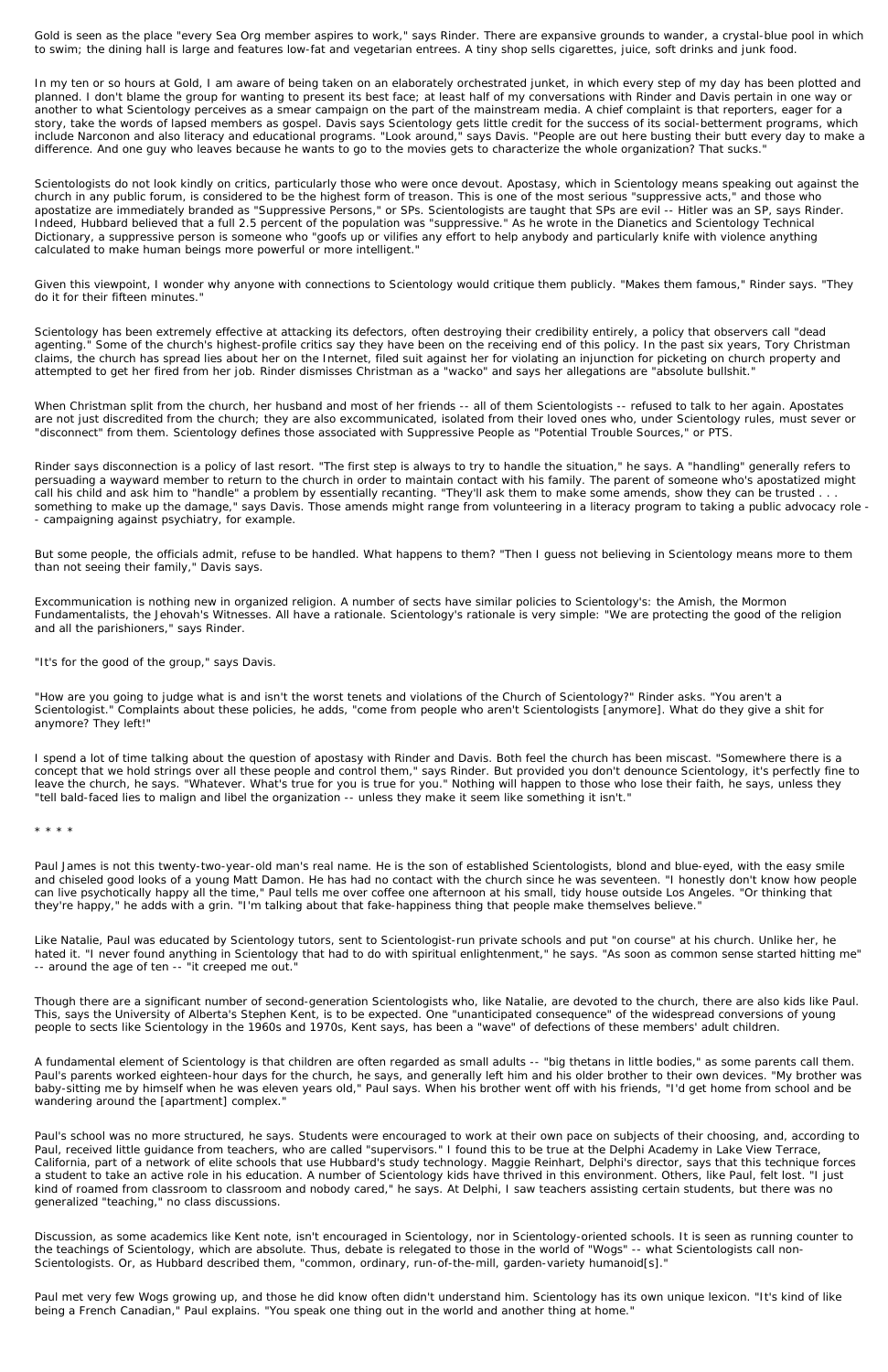Gold is seen as the place "every Sea Org member aspires to work," says Rinder. There are expansive grounds to wander, a crystal-blue pool in which to swim; the dining hall is large and features low-fat and vegetarian entrees. A tiny shop sells cigarettes, juice, soft drinks and junk food.

In my ten or so hours at Gold, I am aware of being taken on an elaborately orchestrated junket, in which every step of my day has been plotted and planned. I don't blame the group for wanting to present its best face; at least half of my conversations with Rinder and Davis pertain in one way or another to what Scientology perceives as a smear campaign on the part of the mainstream media. A chief complaint is that reporters, eager for a story, take the words of lapsed members as gospel. Davis says Scientology gets little credit for the success of its social-betterment programs, which include Narconon and also literacy and educational programs. "Look around," says Davis. "People are out here busting their butt every day to make a difference. And one guy who leaves because he wants to go to the movies gets to characterize the whole organization? That sucks."

Scientologists do not look kindly on critics, particularly those who were once devout. Apostasy, which in Scientology means speaking out against the church in any public forum, is considered to be the highest form of treason. This is one of the most serious "suppressive acts," and those who apostatize are immediately branded as "Suppressive Persons," or SPs. Scientologists are taught that SPs are evil -- Hitler was an SP, says Rinder. Indeed, Hubbard believed that a full 2.5 percent of the population was "suppressive." As he wrote in the Dianetics and Scientology Technical Dictionary, a suppressive person is someone who "goofs up or vilifies any effort to help anybody and particularly knife with violence anything calculated to make human beings more powerful or more intelligent."

Given this viewpoint, I wonder why anyone with connections to Scientology would critique them publicly. "Makes them famous," Rinder says. "They do it for their fifteen minutes."

Scientology has been extremely effective at attacking its defectors, often destroying their credibility entirely, a policy that observers call "dead agenting." Some of the church's highest-profile critics say they have been on the receiving end of this policy. In the past six years, Tory Christman claims, the church has spread lies about her on the Internet, filed suit against her for violating an injunction for picketing on church property and attempted to get her fired from her job. Rinder dismisses Christman as a "wacko" and says her allegations are "absolute bullshit."

When Christman split from the church, her husband and most of her friends -- all of them Scientologists -- refused to talk to her again. Apostates are not just discredited from the church; they are also excommunicated, isolated from their loved ones who, under Scientology rules, must sever or "disconnect" from them. Scientology defines those associated with Suppressive People as "Potential Trouble Sources," or PTS.

Rinder says disconnection is a policy of last resort. "The first step is always to try to handle the situation," he says. A "handling" generally refers to persuading a wayward member to return to the church in order to maintain contact with his family. The parent of someone who's apostatized might call his child and ask him to "handle" a problem by essentially recanting. "They'll ask them to make some amends, show they can be trusted . . . something to make up the damage," says Davis. Those amends might range from volunteering in a literacy program to taking a public advocacy role -- campaigning against psychiatry, for example.

But some people, the officials admit, refuse to be handled. What happens to them? "Then I guess not believing in Scientology means more to them than not seeing their family," Davis says.

Excommunication is nothing new in organized religion. A number of sects have similar policies to Scientology's: the Amish, the Mormon Fundamentalists, the Jehovah's Witnesses. All have a rationale. Scientology's rationale is very simple: "We are protecting the good of the religion and all the parishioners," says Rinder.

"It's for the good of the group," says Davis.

"How are you going to judge what is and isn't the worst tenets and violations of the Church of Scientology?" Rinder asks. "You aren't a Scientologist." Complaints about these policies, he adds, "come from people who aren't Scientologists [anymore]. What do they give a shit for anymore? They left!"

I spend a lot of time talking about the question of apostasy with Rinder and Davis. Both feel the church has been miscast. "Somewhere there is a concept that we hold strings over all these people and control them," says Rinder. But provided you don't denounce Scientology, it's perfectly fine to leave the church, he says. "Whatever. What's true for you is true for you." Nothing will happen to those who lose their faith, he says, unless they "tell bald-faced lies to malign and libel the organization -- unless they make it seem like something it isn't."

\* \* \* \*

Paul James is not this twenty-two-year-old man's real name. He is the son of established Scientologists, blond and blue-eyed, with the easy smile and chiseled good looks of a young Matt Damon. He has had no contact with the church since he was seventeen. "I honestly don't know how people can live psychotically happy all the time," Paul tells me over coffee one afternoon at his small, tidy house outside Los Angeles. "Or thinking that they're happy," he adds with a grin. "I'm talking about that fake-happiness thing that people make themselves believe."

Like Natalie, Paul was educated by Scientology tutors, sent to Scientologist-run private schools and put "on course" at his church. Unlike her, he hated it. "I never found anything in Scientology that had to do with spiritual enlightenment," he says. "As soon as common sense started hitting me" -- around the age of ten -- "it creeped me out."

Though there are a significant number of second-generation Scientologists who, like Natalie, are devoted to the church, there are also kids like Paul. This, says the University of Alberta's Stephen Kent, is to be expected. One "unanticipated consequence" of the widespread conversions of young people to sects like Scientology in the 1960s and 1970s, Kent says, has been a "wave" of defections of these members' adult children.

A fundamental element of Scientology is that children are often regarded as small adults -- "big thetans in little bodies," as some parents call them. Paul's parents worked eighteen-hour days for the church, he says, and generally left him and his older brother to their own devices. "My brother was baby-sitting me by himself when he was eleven years old," Paul says. When his brother went off with his friends, "I'd get home from school and be wandering around the [apartment] complex."

Paul's school was no more structured, he says. Students were encouraged to work at their own pace on subjects of their choosing, and, according to Paul, received little guidance from teachers, who are called "supervisors." I found this to be true at the Delphi Academy in Lake View Terrace, California, part of a network of elite schools that use Hubbard's study technology. Maggie Reinhart, Delphi's director, says that this technique forces a student to take an active role in his education. A number of Scientology kids have thrived in this environment. Others, like Paul, felt lost. "I just kind of roamed from classroom to classroom and nobody cared," he says. At Delphi, I saw teachers assisting certain students, but there was no generalized "teaching," no class discussions.

Discussion, as some academics like Kent note, isn't encouraged in Scientology, nor in Scientology-oriented schools. It is seen as running counter to the teachings of Scientology, which are absolute. Thus, debate is relegated to those in the world of "Wogs" -- what Scientologists call non-Scientologists. Or, as Hubbard described them, "common, ordinary, run-of-the-mill, garden-variety humanoid[s]."

Paul met very few Wogs growing up, and those he did know often didn't understand him. Scientology has its own unique lexicon. "It's kind of like being a French Canadian," Paul explains. "You speak one thing out in the world and another thing at home."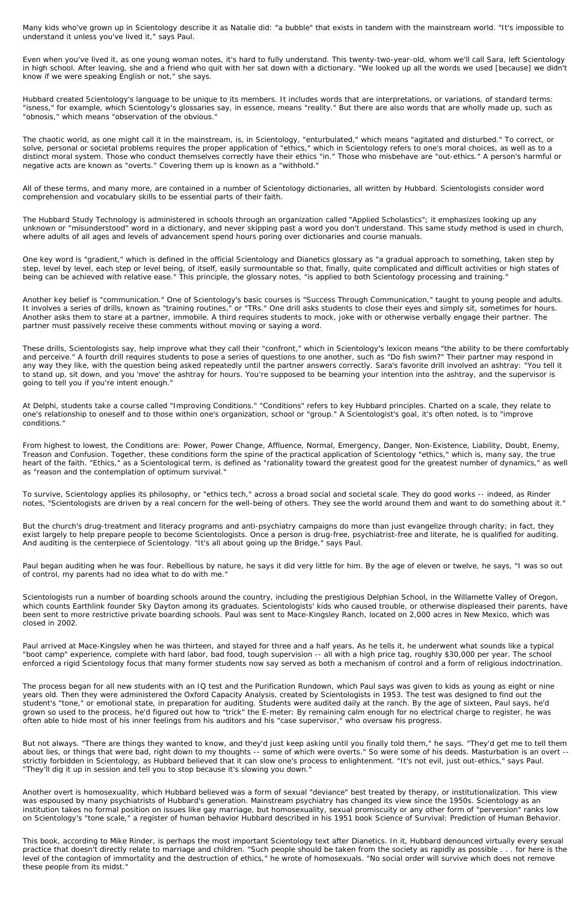Many kids who've grown up in Scientology describe it as Natalie did: "a bubble" that exists in tandem with the mainstream world. "It's impossible to understand it unless you've lived it," says Paul.

Even when you've lived it, as one young woman notes, it's hard to fully understand. This twenty-two-year-old, whom we'll call Sara, left Scientology in high school. After leaving, she and a friend who quit with her sat down with a dictionary. "We looked up all the words we used [because] we didn't know if we were speaking English or not," she says.

Hubbard created Scientology's language to be unique to its members. It includes words that are interpretations, or variations, of standard terms: "isness," for example, which Scientology's glossaries say, in essence, means "reality." But there are also words that are wholly made up, such as "obnosis," which means "observation of the obvious."

The chaotic world, as one might call it in the mainstream, is, in Scientology, "enturbulated," which means "agitated and disturbed." To correct, or solve, personal or societal problems requires the proper application of "ethics," which in Scientology refers to one's moral choices, as well as to a distinct moral system. Those who conduct themselves correctly have their ethics "in." Those who misbehave are "out-ethics." A person's harmful or negative acts are known as "overts." Covering them up is known as a "withhold."

All of these terms, and many more, are contained in a number of Scientology dictionaries, all written by Hubbard. Scientologists consider word comprehension and vocabulary skills to be essential parts of their faith.

The Hubbard Study Technology is administered in schools through an organization called "Applied Scholastics"; it emphasizes looking up any unknown or "misunderstood" word in a dictionary, and never skipping past a word you don't understand. This same study method is used in church, where adults of all ages and levels of advancement spend hours poring over dictionaries and course manuals.

One key word is "gradient," which is defined in the official Scientology and Dianetics glossary as "a gradual approach to something, taken step by step, level by level, each step or level being, of itself, easily surmountable so that, finally, quite complicated and difficult activities or high states of being can be achieved with relative ease." This principle, the glossary notes, "is applied to both Scientology processing and training."

Another key belief is "communication." One of Scientology's basic courses is "Success Through Communication," taught to young people and adults. It involves a series of drills, known as "training routines," or "TRs." One drill asks students to close their eyes and simply sit, sometimes for hours. Another asks them to stare at a partner, immobile. A third requires students to mock, joke with or otherwise verbally engage their partner. The partner must passively receive these comments without moving or saying a word.

These drills, Scientologists say, help improve what they call their "confront," which in Scientology's lexicon means "the ability to be there comfortably and perceive." A fourth drill requires students to pose a series of questions to one another, such as "Do fish swim?" Their partner may respond in any way they like, with the question being asked repeatedly until the partner answers correctly. Sara's favorite drill involved an ashtray: "You tell it to stand up, sit down, and you 'move' the ashtray for hours. You're supposed to be beaming your intention into the ashtray, and the supervisor is going to tell you if you're intent enough."

At Delphi, students take a course called "Improving Conditions." "Conditions" refers to key Hubbard principles. Charted on a scale, they relate to one's relationship to oneself and to those within one's organization, school or "group." A Scientologist's goal, it's often noted, is to "improve conditions."

From highest to lowest, the Conditions are: Power, Power Change, Affluence, Normal, Emergency, Danger, Non-Existence, Liability, Doubt, Enemy, Treason and Confusion. Together, these conditions form the spine of the practical application of Scientology "ethics," which is, many say, the true heart of the faith. "Ethics," as a Scientological term, is defined as "rationality toward the greatest good for the greatest number of dynamics," as well as "reason and the contemplation of optimum survival."

To survive, Scientology applies its philosophy, or "ethics tech," across a broad social and societal scale. They do good works -- indeed, as Rinder notes, "Scientologists are driven by a real concern for the well-being of others. They see the world around them and want to do something about it."

But the church's drug-treatment and literacy programs and anti-psychiatry campaigns do more than just evangelize through charity; in fact, they exist largely to help prepare people to become Scientologists. Once a person is drug-free, psychiatrist-free and literate, he is qualified for auditing. And auditing is the centerpiece of Scientology. "It's all about going up the Bridge," says Paul.

Paul began auditing when he was four. Rebellious by nature, he says it did very little for him. By the age of eleven or twelve, he says, "I was so out of control, my parents had no idea what to do with me."

Scientologists run a number of boarding schools around the country, including the prestigious Delphian School, in the Willamette Valley of Oregon, which counts Earthlink founder Sky Dayton among its graduates. Scientologists' kids who caused trouble, or otherwise displeased their parents, have been sent to more restrictive private boarding schools. Paul was sent to Mace-Kingsley Ranch, located on 2,000 acres in New Mexico, which was closed in 2002.

Paul arrived at Mace-Kingsley when he was thirteen, and stayed for three and a half years. As he tells it, he underwent what sounds like a typical "boot camp" experience, complete with hard labor, bad food, tough supervision -- all with a high price tag, roughly $30,000 per year. The school enforced a rigid Scientology focus that many former students now say served as both a mechanism of control and a form of religious indoctrination.

The process began for all new students with an IQ test and the Purification Rundown, which Paul says was given to kids as young as eight or nine years old. Then they were administered the Oxford Capacity Analysis, created by Scientologists in 1953. The test was designed to find out the student's "tone," or emotional state, in preparation for auditing. Students were audited daily at the ranch. By the age of sixteen, Paul says, he'd grown so used to the process, he'd figured out how to "trick" the E-meter: By remaining calm enough for no electrical charge to register, he was often able to hide most of his inner feelings from his auditors and his "case supervisor," who oversaw his progress.

But not always. "There are things they wanted to know, and they'd just keep asking until you finally told them," he says. "They'd get me to tell them about lies, or things that were bad, right down to my thoughts -- some of which were overts." So were some of his deeds. Masturbation is an overt -- strictly forbidden in Scientology, as Hubbard believed that it can slow one's process to enlightenment. "It's not evil, just out-ethics," says Paul. "They'll dig it up in session and tell you to stop because it's slowing you down."

Another overt is homosexuality, which Hubbard believed was a form of sexual "deviance" best treated by therapy, or institutionalization. This view was espoused by many psychiatrists of Hubbard's generation. Mainstream psychiatry has changed its view since the 1950s. Scientology as an institution takes no formal position on issues like gay marriage, but homosexuality, sexual promiscuity or any other form of "perversion" ranks low on Scientology's "tone scale," a register of human behavior Hubbard described in his 1951 book Science of Survival: Prediction of Human Behavior.

This book, according to Mike Rinder, is perhaps the most important Scientology text after Dianetics. In it, Hubbard denounced virtually every sexual practice that doesn't directly relate to marriage and children. "Such people should be taken from the society as rapidly as possible . . . for here is the level of the contagion of immortality and the destruction of ethics," he wrote of homosexuals. "No social order will survive which does not remove these people from its midst."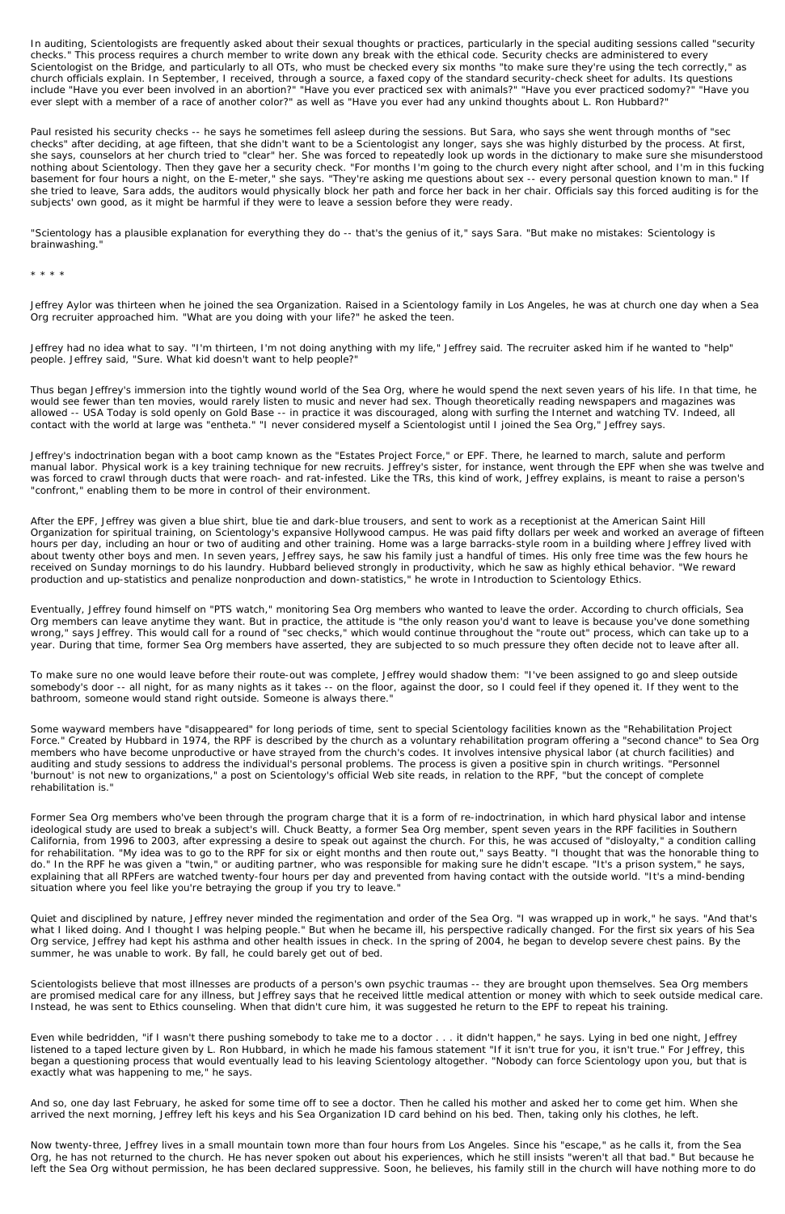In auditing, Scientologists are frequently asked about their sexual thoughts or practices, particularly in the special auditing sessions called "security checks." This process requires a church member to write down any break with the ethical code. Security checks are administered to every Scientologist on the Bridge, and particularly to all OTs, who must be checked every six months "to make sure they're using the tech correctly," as church officials explain. In September, I received, through a source, a faxed copy of the standard security-check sheet for adults. Its questions include "Have you ever been involved in an abortion?" "Have you ever practiced sex with animals?" "Have you ever practiced sodomy?" "Have you ever slept with a member of a race of another color?" as well as "Have you ever had any unkind thoughts about L. Ron Hubbard?"

Paul resisted his security checks -- he says he sometimes fell asleep during the sessions. But Sara, who says she went through months of "sec checks" after deciding, at age fifteen, that she didn't want to be a Scientologist any longer, says she was highly disturbed by the process. At first, she says, counselors at her church tried to "clear" her. She was forced to repeatedly look up words in the dictionary to make sure she misunderstood nothing about Scientology. Then they gave her a security check. "For months I'm going to the church every night after school, and I'm in this fucking basement for four hours a night, on the E-meter," she says. "They're asking me questions about sex -- every personal question known to man." If she tried to leave, Sara adds, the auditors would physically block her path and force her back in her chair. Officials say this forced auditing is for the subjects' own good, as it might be harmful if they were to leave a session before they were ready.

"Scientology has a plausible explanation for everything they do -- that's the genius of it," says Sara. "But make no mistakes: Scientology is brainwashing."

* * * *

Jeffrey Aylor was thirteen when he joined the sea Organization. Raised in a Scientology family in Los Angeles, he was at church one day when a Sea Org recruiter approached him. "What are you doing with your life?" he asked the teen.

Jeffrey had no idea what to say. "I'm thirteen, I'm not doing anything with my life," Jeffrey said. The recruiter asked him if he wanted to "help" people. Jeffrey said, "Sure. What kid doesn't want to help people?"

Thus began Jeffrey's immersion into the tightly wound world of the Sea Org, where he would spend the next seven years of his life. In that time, he would see fewer than ten movies, would rarely listen to music and never had sex. Though theoretically reading newspapers and magazines was allowed -- USA Today is sold openly on Gold Base -- in practice it was discouraged, along with surfing the Internet and watching TV. Indeed, all contact with the world at large was "entheta." "I never considered myself a Scientologist until I joined the Sea Org," Jeffrey says.

Jeffrey's indoctrination began with a boot camp known as the "Estates Project Force," or EPF. There, he learned to march, salute and perform manual labor. Physical work is a key training technique for new recruits. Jeffrey's sister, for instance, went through the EPF when she was twelve and was forced to crawl through ducts that were roach- and rat-infested. Like the TRs, this kind of work, Jeffrey explains, is meant to raise a person's "confront," enabling them to be more in control of their environment.

After the EPF, Jeffrey was given a blue shirt, blue tie and dark-blue trousers, and sent to work as a receptionist at the American Saint Hill Organization for spiritual training, on Scientology's expansive Hollywood campus. He was paid fifty dollars per week and worked an average of fifteen hours per day, including an hour or two of auditing and other training. Home was a large barracks-style room in a building where Jeffrey lived with about twenty other boys and men. In seven years, Jeffrey says, he saw his family just a handful of times. His only free time was the few hours he received on Sunday mornings to do his laundry. Hubbard believed strongly in productivity, which he saw as highly ethical behavior. "We reward production and up-statistics and penalize nonproduction and down-statistics," he wrote in Introduction to Scientology Ethics.

Eventually, Jeffrey found himself on "PTS watch," monitoring Sea Org members who wanted to leave the order. According to church officials, Sea Org members can leave anytime they want. But in practice, the attitude is "the only reason you'd want to leave is because you've done something wrong," says Jeffrey. This would call for a round of "sec checks," which would continue throughout the "route out" process, which can take up to a year. During that time, former Sea Org members have asserted, they are subjected to so much pressure they often decide not to leave after all.

To make sure no one would leave before their route-out was complete, Jeffrey would shadow them: "I've been assigned to go and sleep outside somebody's door -- all night, for as many nights as it takes -- on the floor, against the door, so I could feel if they opened it. If they went to the bathroom, someone would stand right outside. Someone is always there."

Some wayward members have "disappeared" for long periods of time, sent to special Scientology facilities known as the "Rehabilitation Project Force." Created by Hubbard in 1974, the RPF is described by the church as a voluntary rehabilitation program offering a "second chance" to Sea Org members who have become unproductive or have strayed from the church's codes. It involves intensive physical labor (at church facilities) and auditing and study sessions to address the individual's personal problems. The process is given a positive spin in church writings. "Personnel 'burnout' is not new to organizations," a post on Scientology's official Web site reads, in relation to the RPF, "but the concept of complete rehabilitation is."

Former Sea Org members who've been through the program charge that it is a form of re-indoctrination, in which hard physical labor and intense ideological study are used to break a subject's will. Chuck Beatty, a former Sea Org member, spent seven years in the RPF facilities in Southern California, from 1996 to 2003, after expressing a desire to speak out against the church. For this, he was accused of "disloyalty," a condition calling for rehabilitation. "My idea was to go to the RPF for six or eight months and then route out," says Beatty. "I thought that was the honorable thing to do." In the RPF he was given a "twin," or auditing partner, who was responsible for making sure he didn't escape. "It's a prison system," he says, explaining that all RPFers are watched twenty-four hours per day and prevented from having contact with the outside world. "It's a mind-bending situation where you feel like you're betraying the group if you try to leave."

Quiet and disciplined by nature, Jeffrey never minded the regimentation and order of the Sea Org. "I was wrapped up in work," he says. "And that's what I liked doing. And I thought I was helping people." But when he became ill, his perspective radically changed. For the first six years of his Sea Org service, Jeffrey had kept his asthma and other health issues in check. In the spring of 2004, he began to develop severe chest pains. By the summer, he was unable to work. By fall, he could barely get out of bed.

Scientologists believe that most illnesses are products of a person's own psychic traumas -- they are brought upon themselves. Sea Org members are promised medical care for any illness, but Jeffrey says that he received little medical attention or money with which to seek outside medical care. Instead, he was sent to Ethics counseling. When that didn't cure him, it was suggested he return to the EPF to repeat his training.

Even while bedridden, "if I wasn't there pushing somebody to take me to a doctor . . . it didn't happen," he says. Lying in bed one night, Jeffrey listened to a taped lecture given by L. Ron Hubbard, in which he made his famous statement "If it isn't true for you, it isn't true." For Jeffrey, this began a questioning process that would eventually lead to his leaving Scientology altogether. "Nobody can force Scientology upon you, but that is exactly what was happening to me," he says.

And so, one day last February, he asked for some time off to see a doctor. Then he called his mother and asked her to come get him. When she arrived the next morning, Jeffrey left his keys and his Sea Organization ID card behind on his bed. Then, taking only his clothes, he left.

Now twenty-three, Jeffrey lives in a small mountain town more than four hours from Los Angeles. Since his "escape," as he calls it, from the Sea Org, he has not returned to the church. He has never spoken out about his experiences, which he still insists "weren't all that bad." But because he left the Sea Org without permission, he has been declared suppressive. Soon, he believes, his family still in the church will have nothing more to do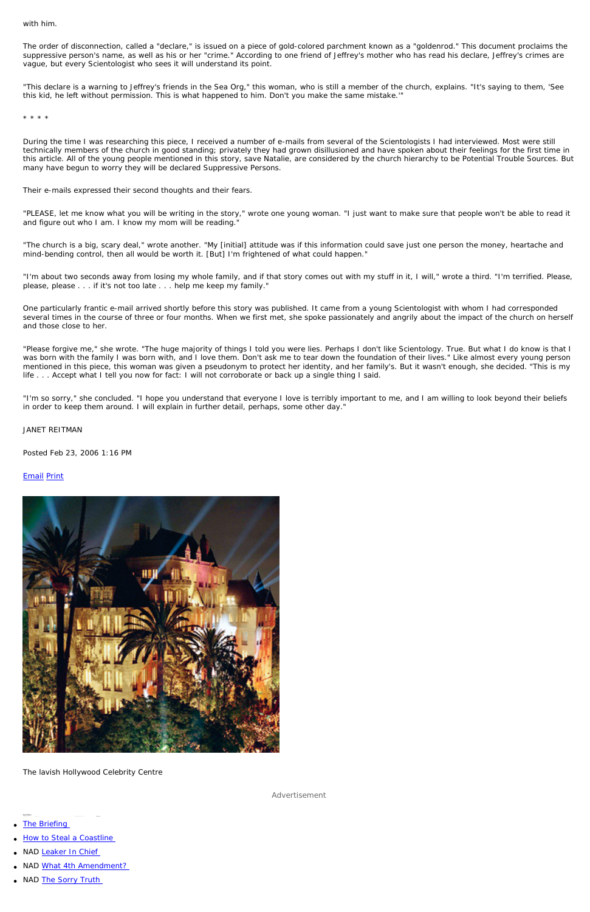with him.

The order of disconnection, called a "declare," is issued on a piece of gold-colored parchment known as a "goldenrod." This document proclaims the suppressive person's name, as well as his or her "crime." According to one friend of Jeffrey's mother who has read his declare, Jeffrey's crimes are vague, but every Scientologist who sees it will understand its point.

"This declare is a warning to Jeffrey's friends in the Sea Org," this woman, who is still a member of the church, explains. "It's saying to them, 'See this kid, he left without permission. This is what happened to him. Don't you make the same mistake.'"

* * * *

During the time I was researching this piece, I received a number of e-mails from several of the Scientologists I had interviewed. Most were still technically members of the church in good standing; privately they had grown disillusioned and have spoken about their feelings for the first time in this article. All of the young people mentioned in this story, save Natalie, are considered by the church hierarchy to be Potential Trouble Sources. But many have begun to worry they will be declared Suppressive Persons.

Their e-mails expressed their second thoughts and their fears.

"PLEASE, let me know what you will be writing in the story," wrote one young woman. "I just want to make sure that people won't be able to read it and figure out who I am. I know my mom will be reading."

"The church is a big, scary deal," wrote another. "My [initial] attitude was if this information could save just one person the money, heartache and mind-bending control, then all would be worth it. [But] I'm frightened of what could happen."

"I'm about two seconds away from losing my whole family, and if that story comes out with my stuff in it, I will," wrote a third. "I'm terrified. Please, please, please . . . if it's not too late . . . help me keep my family."

One particularly frantic e-mail arrived shortly before this story was published. It came from a young Scientologist with whom I had corresponded several times in the course of three or four months. When we first met, she spoke passionately and angrily about the impact of the church on herself and those close to her.

"Please forgive me," she wrote. "The huge majority of things I told you were lies. Perhaps I don't like Scientology. True. But what I do know is that I was born with the family I was born with, and I love them. Don't ask me to tear down the foundation of their lives." Like almost every young person mentioned in this piece, this woman was given a pseudonym to protect her identity, and her family's. But it wasn't enough, she decided. "This is my life . . . Accept what I tell you now for fact: I will not corroborate or back up a single thing I said.

"I'm so sorry," she concluded. "I hope you understand that everyone I love is terribly important to me, and I am willing to look beyond their beliefs in order to keep them around. I will explain in further detail, perhaps, some other day."

JANET REITMAN

Posted Feb 23, 2006 1:16 PM

Email Print

The lavish Hollywood Celebrity Centre

Advertisement

- The Briefing
- How to Steal a Coastline
- NAD Leaker In Chief
- NAD What 4th Amendment?
- NAD The Sorry Truth